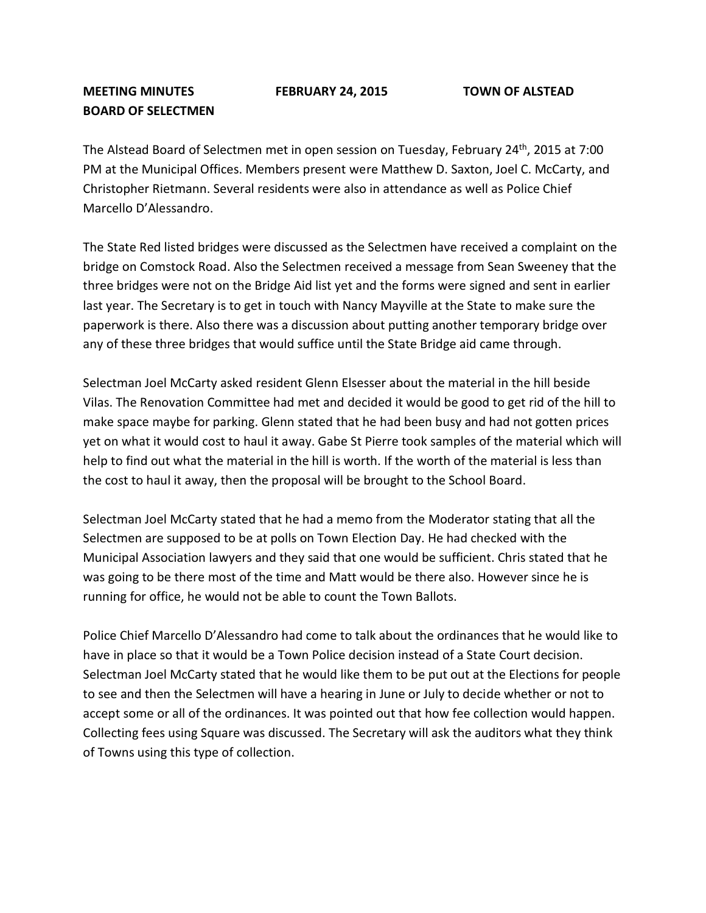**MEETING MINUTES FEBRUARY 24, 2015 TOWN OF ALSTEAD**
**BOARD OF SELECTMEN**

The Alstead Board of Selectmen met in open session on Tuesday, February 24th, 2015 at 7:00 PM at the Municipal Offices. Members present were Matthew D. Saxton, Joel C. McCarty, and Christopher Rietmann. Several residents were also in attendance as well as Police Chief Marcello D'Alessandro.

The State Red listed bridges were discussed as the Selectmen have received a complaint on the bridge on Comstock Road. Also the Selectmen received a message from Sean Sweeney that the three bridges were not on the Bridge Aid list yet and the forms were signed and sent in earlier last year. The Secretary is to get in touch with Nancy Mayville at the State to make sure the paperwork is there. Also there was a discussion about putting another temporary bridge over any of these three bridges that would suffice until the State Bridge aid came through.

Selectman Joel McCarty asked resident Glenn Elsesser about the material in the hill beside Vilas. The Renovation Committee had met and decided it would be good to get rid of the hill to make space maybe for parking. Glenn stated that he had been busy and had not gotten prices yet on what it would cost to haul it away. Gabe St Pierre took samples of the material which will help to find out what the material in the hill is worth. If the worth of the material is less than the cost to haul it away, then the proposal will be brought to the School Board.

Selectman Joel McCarty stated that he had a memo from the Moderator stating that all the Selectmen are supposed to be at polls on Town Election Day. He had checked with the Municipal Association lawyers and they said that one would be sufficient. Chris stated that he was going to be there most of the time and Matt would be there also. However since he is running for office, he would not be able to count the Town Ballots.

Police Chief Marcello D'Alessandro had come to talk about the ordinances that he would like to have in place so that it would be a Town Police decision instead of a State Court decision. Selectman Joel McCarty stated that he would like them to be put out at the Elections for people to see and then the Selectmen will have a hearing in June or July to decide whether or not to accept some or all of the ordinances. It was pointed out that how fee collection would happen. Collecting fees using Square was discussed. The Secretary will ask the auditors what they think of Towns using this type of collection.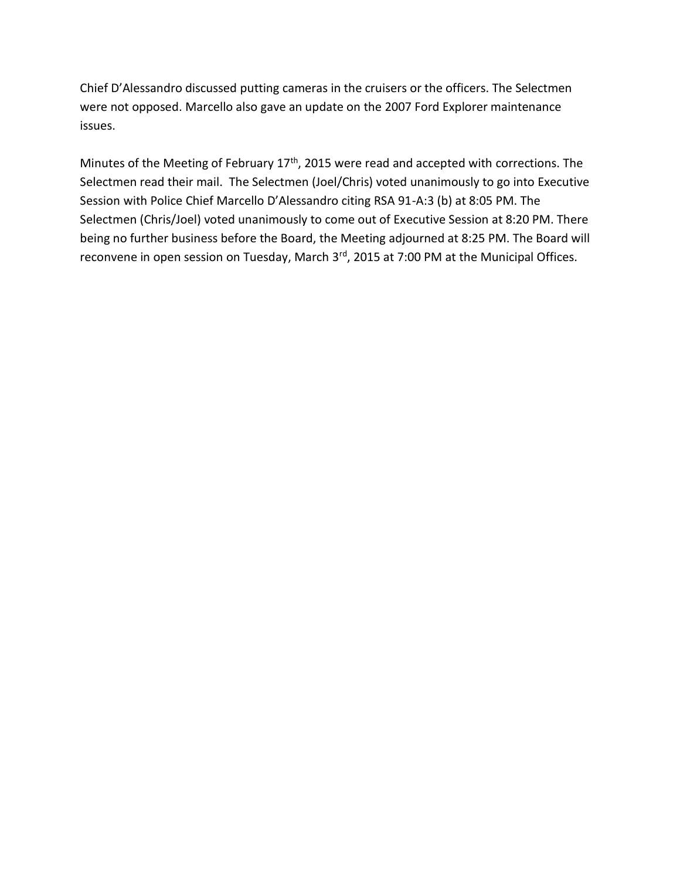Chief D'Alessandro discussed putting cameras in the cruisers or the officers. The Selectmen were not opposed. Marcello also gave an update on the 2007 Ford Explorer maintenance issues.

Minutes of the Meeting of February 17th, 2015 were read and accepted with corrections. The Selectmen read their mail. The Selectmen (Joel/Chris) voted unanimously to go into Executive Session with Police Chief Marcello D'Alessandro citing RSA 91-A:3 (b) at 8:05 PM. The Selectmen (Chris/Joel) voted unanimously to come out of Executive Session at 8:20 PM. There being no further business before the Board, the Meeting adjourned at 8:25 PM. The Board will reconvene in open session on Tuesday, March 3rd, 2015 at 7:00 PM at the Municipal Offices.